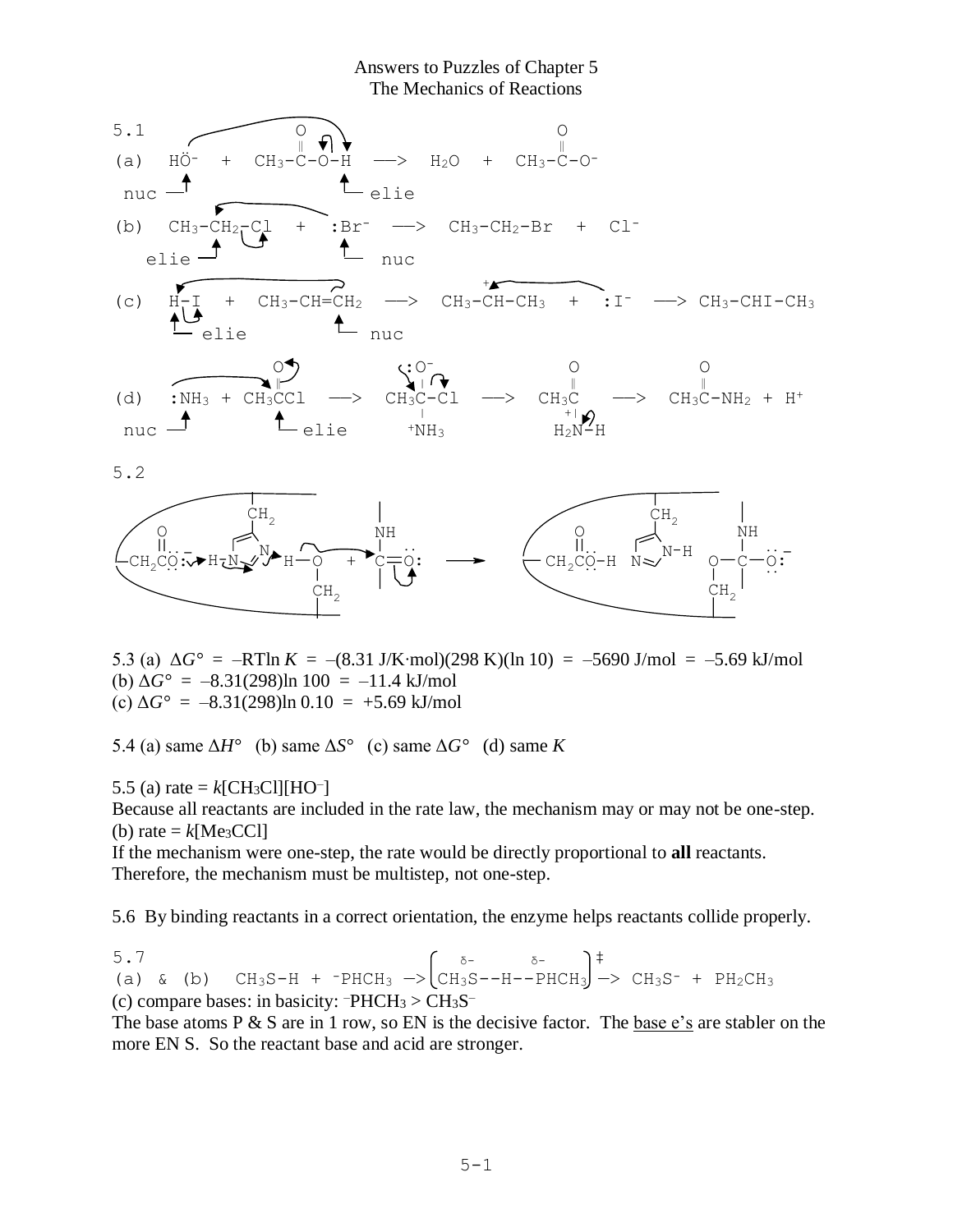# Answers to Puzzles of Chapter 5
## The Mechanics of Reactions

5.1

(a) $HO^-$ + $CH_3$-C(=O)-O-H ⟶ $H_2O$ + $CH_3$-C(=O)-$O^-$

nuc (HO⁻); elie (H)

(b) $CH_3$-$CH_2$-Cl + :$Br^-$ ⟶ $CH_3$-$CH_2$-Br + $Cl^-$

elie ($CH_2$); nuc ($Br^-$)

(c) H-I + $CH_3$-CH=$CH_2$ ⟶ $CH_3$-$\overset{+}{C}H$-$CH_3$ + :$I^-$ ⟶ $CH_3$-CHI-$CH_3$

elie (H); nuc (C=C)

(d) :$NH_3$ + $CH_3$C(=O)Cl ⟶ $CH_3$C(-:$O^-$)(-Cl)(-$^+NH_3$) ⟶ $CH_3$C(=O)-$^+NH_2$-H ⟶ $CH_3$C(=O)-$NH_2$ + $H^+$

nuc ($NH_3$); elie (C)

5.2

$-CH_2C(=O)\ddot{O}:^-$ ⋯ H-N(imidazole)N ⋯ H-O-$CH_2$ + C=O: (NH) ⟶ $-CH_2C(=O)\ddot{O}$-H   N(imidazole)N-H   O-C(NH)-$\ddot{O}:^-$ ($CH_2$)

5.3 (a) $\Delta G° = -RT\ln K = -(8.31\ J/K{\cdot}mol)(298\ K)(\ln 10) = -5690\ J/mol = -5.69\ kJ/mol$
(b) $\Delta G° = -8.31(298)\ln 100 = -11.4\ kJ/mol$
(c) $\Delta G° = -8.31(298)\ln 0.10 = +5.69\ kJ/mol$

5.4 (a) same $\Delta H°$ (b) same $\Delta S°$ (c) same $\Delta G°$ (d) same $K$

5.5 (a) rate = $k[CH_3Cl][HO^-]$
Because all reactants are included in the rate law, the mechanism may or may not be one-step.
(b) rate = $k[Me_3CCl]$
If the mechanism were one-step, the rate would be directly proportional to **all** reactants.
Therefore, the mechanism must be multistep, not one-step.

5.6 By binding reactants in a correct orientation, the enzyme helps reactants collide properly.

5.7
(a) & (b) $CH_3S$-H + $^-PHCH_3$ ⟶ $[CH_3\overset{\delta-}{S}$--H--$\overset{\delta-}{P}HCH_3]^‡$ ⟶ $CH_3S^-$ + $PH_2CH_3$

(c) compare bases: in basicity: $^-PHCH_3 > CH_3S^-$
The base atoms P & S are in 1 row, so EN is the decisive factor. The base e's are stabler on the more EN S. So the reactant base and acid are stronger.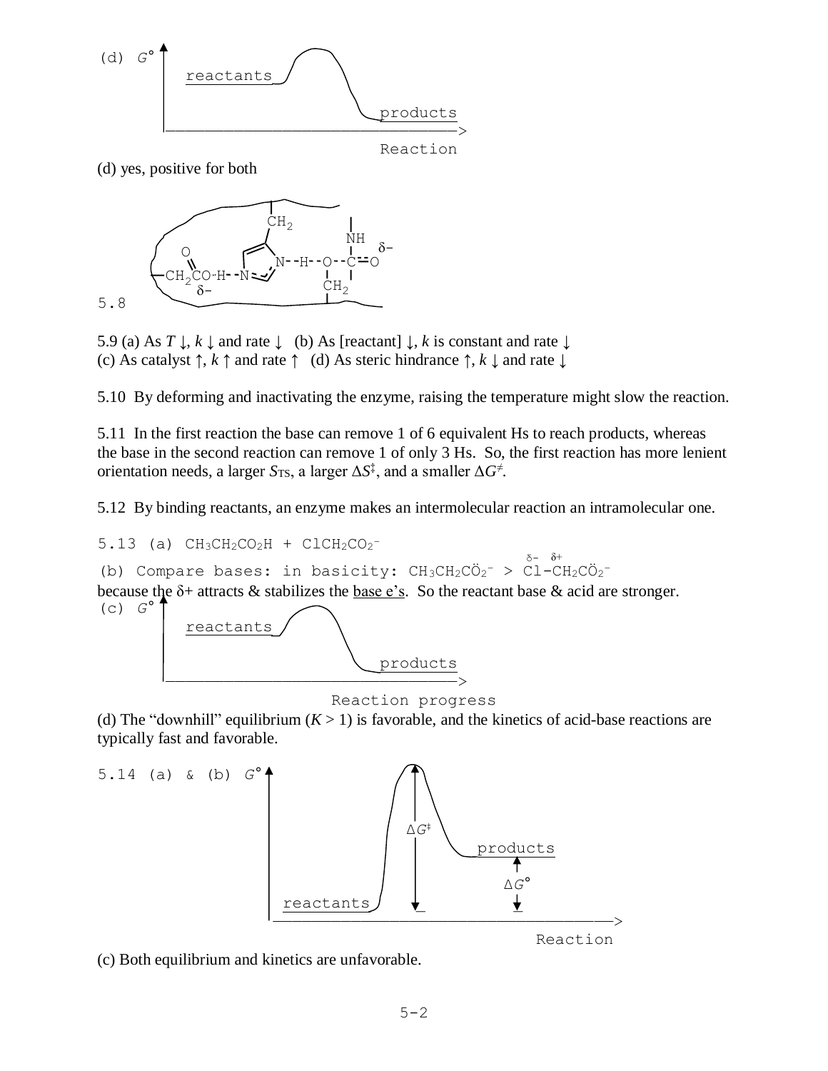(d) $G°$ — reactants — products — Reaction

(d) yes, positive for both

5.8

5.9 (a) As $T$ ↓, $k$ ↓ and rate ↓ (b) As [reactant] ↓, $k$ is constant and rate ↓
(c) As catalyst ↑, $k$ ↑ and rate ↑ (d) As steric hindrance ↑, $k$ ↓ and rate ↓

5.10 By deforming and inactivating the enzyme, raising the temperature might slow the reaction.

5.11 In the first reaction the base can remove 1 of 6 equivalent Hs to reach products, whereas the base in the second reaction can remove 1 of only 3 Hs. So, the first reaction has more lenient orientation needs, a larger $S_{TS}$, a larger $\Delta S^{\ddagger}$, and a smaller $\Delta G^{\neq}$.

5.12 By binding reactants, an enzyme makes an intermolecular reaction an intramolecular one.

5.13 (a) $CH_3CH_2CO_2H + ClCH_2CO_2^-$

(b) Compare bases: in basicity: $CH_3CH_2C\ddot{O}_2^- > \overset{\delta-}{Cl}-\overset{\delta+}{CH_2}C\ddot{O}_2^-$
because the δ+ attracts & stabilizes the base e's. So the reactant base & acid are stronger.

(c) $G°$ — reactants — products — Reaction progress

(d) The "downhill" equilibrium ($K > 1$) is favorable, and the kinetics of acid-base reactions are typically fast and favorable.

5.14 (a) & (b) $G°$ — reactants — $\Delta G^{\ddagger}$ — products — $\Delta G°$ — Reaction

(c) Both equilibrium and kinetics are unfavorable.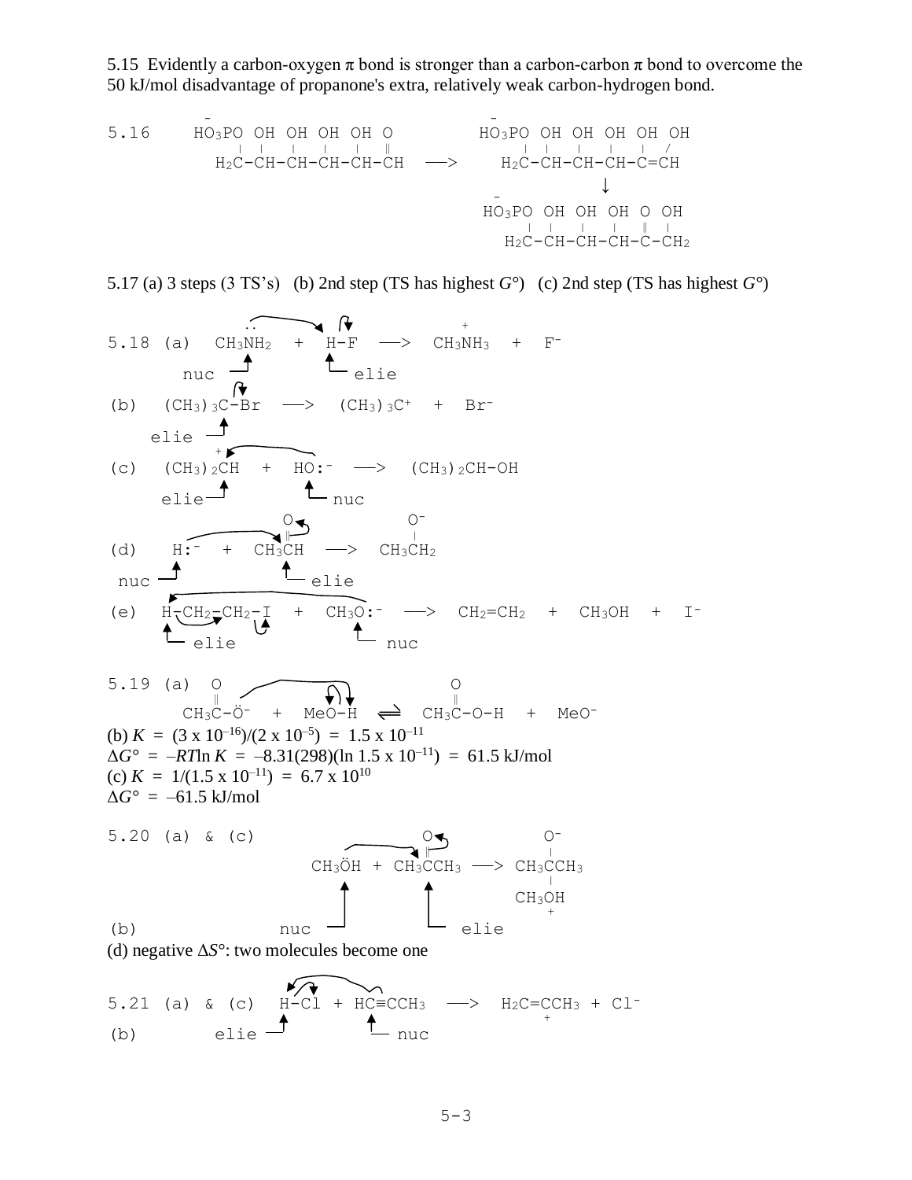5.15 Evidently a carbon-oxygen π bond is stronger than a carbon-carbon π bond to overcome the 50 kJ/mol disadvantage of propanone's extra, relatively weak carbon-hydrogen bond.

```
             -                                       -
5.16    HO3PO OH OH OH OH O            HO3PO OH OH OH OH OH
          |   |  |  |  |  ‖              |   |  |  |  |  /
        H2C-CH-CH-CH-CH-CH   —>       H2C-CH-CH-CH-C=CH
                                                    ↓
                                        -
                                      HO3PO OH OH OH O OH
                                        |   |  |  |  ‖ |
                                      H2C-CH-CH-CH-C-CH2
```

5.17 (a) 3 steps (3 TS's) (b) 2nd step (TS has highest $G°$) (c) 2nd step (TS has highest $G°$)

```
5.18 (a)  CH3NH2  +  H-F  —>  CH3NH3+  +  F-
          nuc        elie

(b)  (CH3)3C-Br  —>  (CH3)3C+  +  Br-
     elie

(c)  (CH3)2CH+  +  HO:-  —>  (CH3)2CH-OH
     elie          nuc

                 O             O-
                 ‖             |
(d)   H:-  +  CH3CH  —>  CH3CH2
      nuc        elie

(e)  H-CH2-CH2-I  +  CH3O:-  —>  CH2=CH2  +  CH3OH  +  I-
     elie                nuc
```

```
5.19 (a)  O                            O
          ‖                            ‖
       CH3C-Ö-   +   MeO-H   ⇌   CH3C-O-H   +   MeO-
```

(b) $K = (3 \times 10^{-16})/(2 \times 10^{-5}) = 1.5 \times 10^{-11}$

$\Delta G° = -RT\ln K = -8.31(298)(\ln 1.5 \times 10^{-11}) = 61.5$ kJ/mol

(c) $K = 1/(1.5 \times 10^{-11}) = 6.7 \times 10^{10}$

$\Delta G° = -61.5$ kJ/mol

```
5.20 (a) & (c)                  O            O-
                                ‖            |
                  CH3ÖH + CH3CCH3  —>  CH3CCH3
                                             |
                                           CH3OH+
(b)                nuc        elie
```

(d) negative $\Delta S°$: two molecules become one

```
5.21 (a) & (c)   H-Cl + HC≡CCH3  —>  H2C=C+CH3 + Cl-
(b)             elie     nuc
```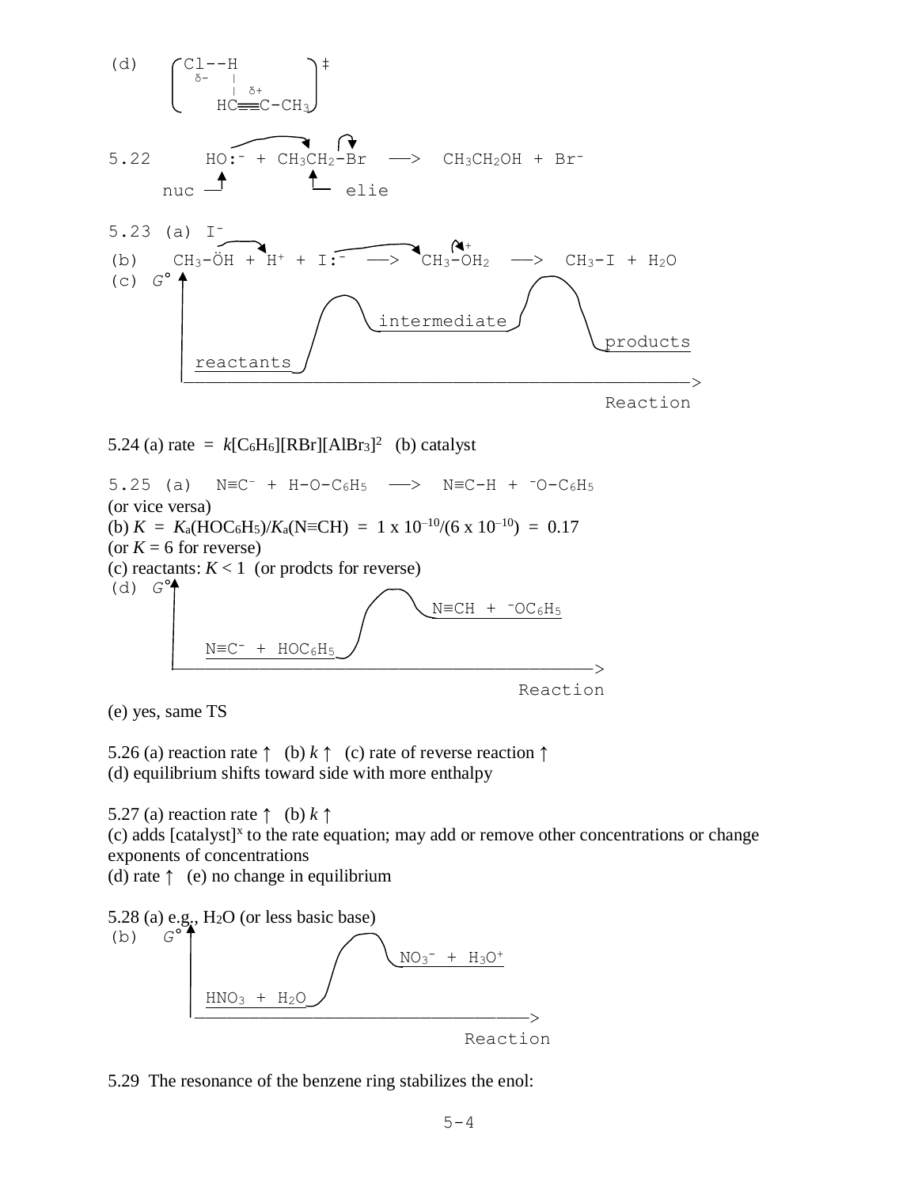(d) $\left[\begin{array}{l} \text{Cl--H} \\ \delta- \quad | \\ \quad\quad | \;\delta+ \\ \quad \text{HC}\equiv\text{C-CH}_3 \end{array}\right]^{\ddagger}$

5.22 $HO:^- + CH_3CH_2\text{-}Br \longrightarrow CH_3CH_2OH + Br^-$

nuc (HO:⁻) — elie ($CH_3CH_2$)

5.23 (a) $I^-$

(b) $CH_3\text{-}\ddot{O}H + H^+ + I:^- \longrightarrow CH_3\text{-}\overset{+}{O}H_2 \longrightarrow CH_3\text{-}I + H_2O$

(c) $G°$ vs. Reaction diagram: reactants → (barrier) → intermediate → (barrier) → products

5.24 (a) rate = $k[C_6H_6][RBr][AlBr_3]^2$ (b) catalyst

5.25 (a) $N\equiv C^- + H\text{-}O\text{-}C_6H_5 \longrightarrow N\equiv C\text{-}H + {}^-O\text{-}C_6H_5$

(or vice versa)

(b) $K = K_a(HOC_6H_5)/K_a(N\equiv CH) = 1 \times 10^{-10}/(6 \times 10^{-10}) = 0.17$

(or $K = 6$ for reverse)

(c) reactants: $K < 1$ (or prodcts for reverse)

(d) $G°$ vs. Reaction diagram: $N\equiv C^- + HOC_6H_5$ → (barrier) → $N\equiv CH + {}^-OC_6H_5$

(e) yes, same TS

5.26 (a) reaction rate ↑ (b) $k$ ↑ (c) rate of reverse reaction ↑

(d) equilibrium shifts toward side with more enthalpy

5.27 (a) reaction rate ↑ (b) $k$ ↑

(c) adds $[\text{catalyst}]^x$ to the rate equation; may add or remove other concentrations or change exponents of concentrations

(d) rate ↑ (e) no change in equilibrium

5.28 (a) e.g., $H_2O$ (or less basic base)

(b) $G°$ vs. Reaction diagram: $HNO_3 + H_2O$ → (barrier) → $NO_3^- + H_3O^+$

5.29 The resonance of the benzene ring stabilizes the enol: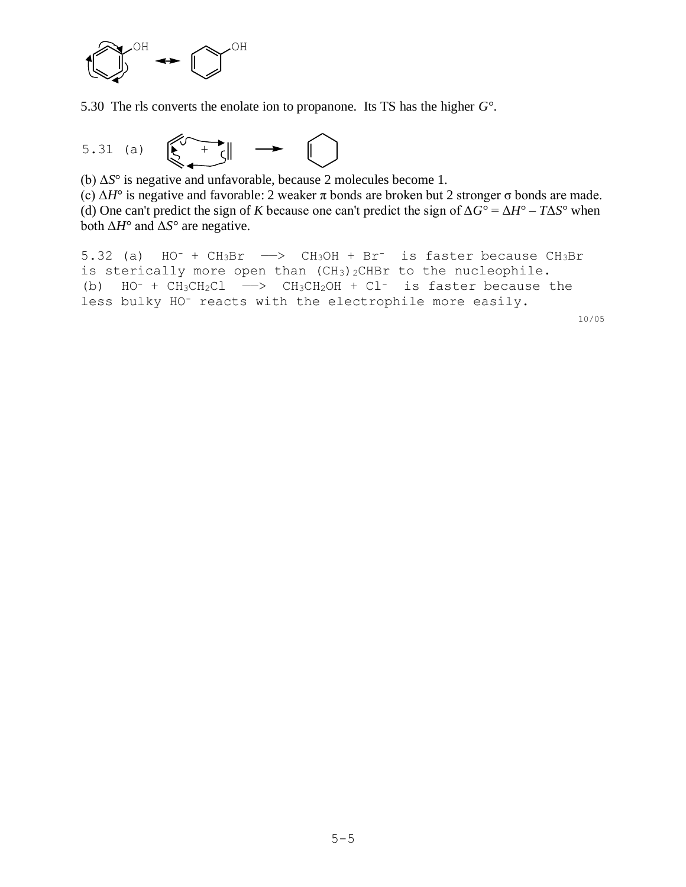OH ↔ OH

5.30 The rls converts the enolate ion to propanone. Its TS has the higher $G°$.

5.31 (a)

(b) $\Delta S°$ is negative and unfavorable, because 2 molecules become 1.
(c) $\Delta H°$ is negative and favorable: 2 weaker π bonds are broken but 2 stronger σ bonds are made.
(d) One can't predict the sign of $K$ because one can't predict the sign of $\Delta G° = \Delta H° - T\Delta S°$ when both $\Delta H°$ and $\Delta S°$ are negative.

5.32 (a) $HO^- + CH_3Br \longrightarrow CH_3OH + Br^-$ is faster because $CH_3Br$ is sterically more open than $(CH_3)_2CHBr$ to the nucleophile.
(b) $HO^- + CH_3CH_2Cl \longrightarrow CH_3CH_2OH + Cl^-$ is faster because the less bulky $HO^-$ reacts with the electrophile more easily.

10/05